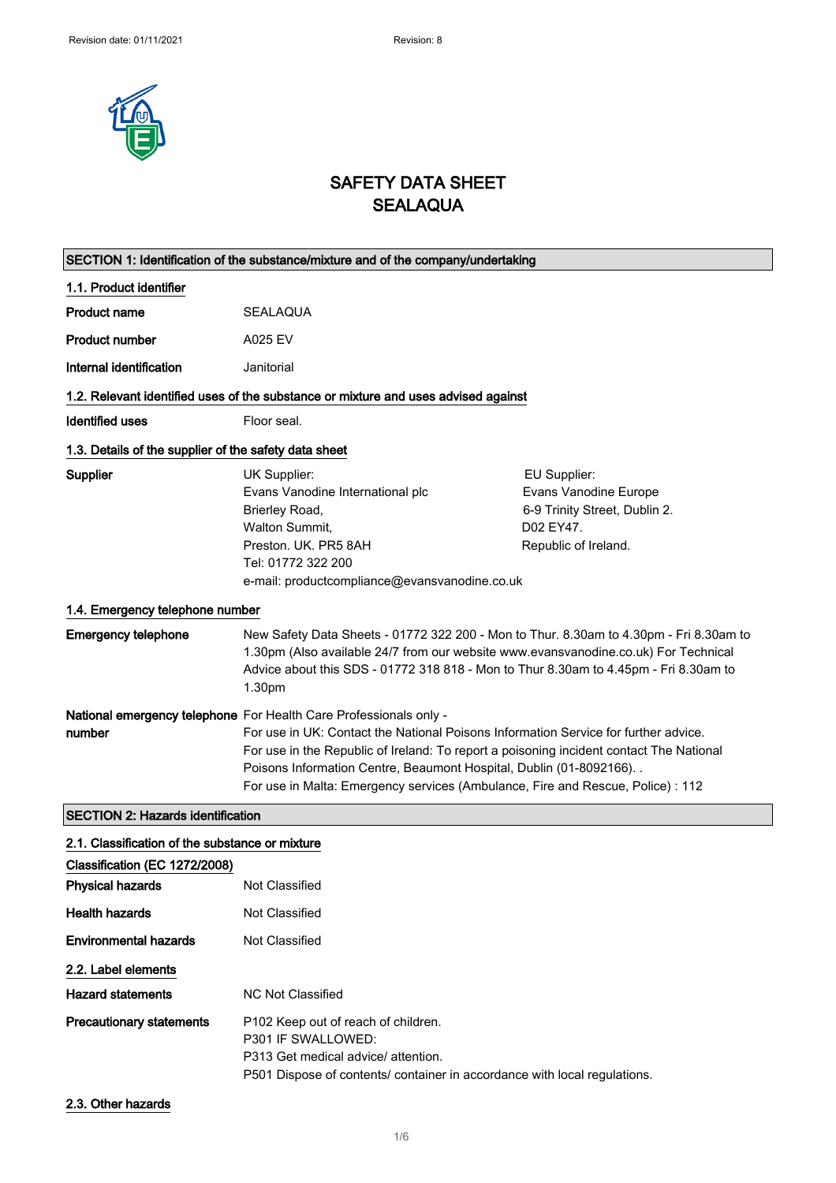Revision date: 01/11/2021 Revision: 8

# SAFETY DATA SHEET
# SEALAQUA

## SECTION 1: Identification of the substance/mixture and of the company/undertaking

### 1.1. Product identifier

| | |
|---|---|
| **Product name** | SEALAQUA |
| **Product number** | A025 EV |
| **Internal identification** | Janitorial |

### 1.2. Relevant identified uses of the substance or mixture and uses advised against

| | |
|---|---|
| **Identified uses** | Floor seal. |

### 1.3. Details of the supplier of the safety data sheet

**Supplier**

UK Supplier:
Evans Vanodine International plc
Brierley Road,
Walton Summit,
Preston. UK. PR5 8AH
Tel: 01772 322 200
e-mail: productcompliance@evansvanodine.co.uk

EU Supplier:
Evans Vanodine Europe
6-9 Trinity Street, Dublin 2.
D02 EY47.
Republic of Ireland.

### 1.4. Emergency telephone number

**Emergency telephone**

New Safety Data Sheets - 01772 322 200 - Mon to Thur. 8.30am to 4.30pm - Fri 8.30am to 1.30pm (Also available 24/7 from our website www.evansvanodine.co.uk) For Technical Advice about this SDS - 01772 318 818 - Mon to Thur 8.30am to 4.45pm - Fri 8.30am to 1.30pm

**National emergency telephone number**

For Health Care Professionals only -
For use in UK: Contact the National Poisons Information Service for further advice.
For use in the Republic of Ireland: To report a poisoning incident contact The National Poisons Information Centre, Beaumont Hospital, Dublin (01-8092166). .
For use in Malta: Emergency services (Ambulance, Fire and Rescue, Police) : 112

## SECTION 2: Hazards identification

### 2.1. Classification of the substance or mixture

**Classification (EC 1272/2008)**

| | |
|---|---|
| **Physical hazards** | Not Classified |
| **Health hazards** | Not Classified |
| **Environmental hazards** | Not Classified |

### 2.2. Label elements

**Hazard statements**

NC Not Classified

**Precautionary statements**

P102 Keep out of reach of children.
P301 IF SWALLOWED:
P313 Get medical advice/ attention.
P501 Dispose of contents/ container in accordance with local regulations.

### 2.3. Other hazards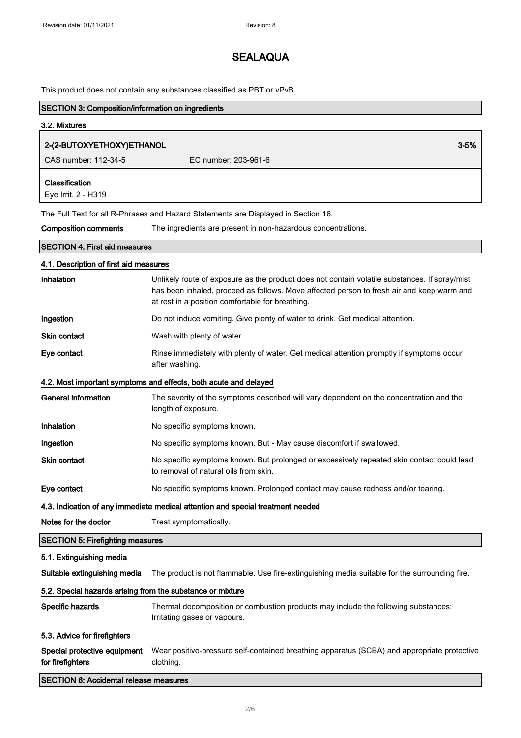# SEALAQUA

This product does not contain any substances classified as PBT or vPvB.

## SECTION 3: Composition/information on ingredients

### 3.2. Mixtures

| 2-(2-BUTOXYETHOXY)ETHANOL | | 3-5% |
|---|---|---|
| CAS number: 112-34-5 | EC number: 203-961-6 | |
| **Classification**<br>Eye Irrit. 2 - H319 | | |

The Full Text for all R-Phrases and Hazard Statements are Displayed in Section 16.

**Composition comments** The ingredients are present in non-hazardous concentrations.

## SECTION 4: First aid measures

### 4.1. Description of first aid measures

**Inhalation** Unlikely route of exposure as the product does not contain volatile substances. If spray/mist has been inhaled, proceed as follows. Move affected person to fresh air and keep warm and at rest in a position comfortable for breathing.

**Ingestion** Do not induce vomiting. Give plenty of water to drink. Get medical attention.

**Skin contact** Wash with plenty of water.

**Eye contact** Rinse immediately with plenty of water. Get medical attention promptly if symptoms occur after washing.

### 4.2. Most important symptoms and effects, both acute and delayed

**General information** The severity of the symptoms described will vary dependent on the concentration and the length of exposure.

**Inhalation** No specific symptoms known.

**Ingestion** No specific symptoms known. But - May cause discomfort if swallowed.

**Skin contact** No specific symptoms known. But prolonged or excessively repeated skin contact could lead to removal of natural oils from skin.

**Eye contact** No specific symptoms known. Prolonged contact may cause redness and/or tearing.

### 4.3. Indication of any immediate medical attention and special treatment needed

**Notes for the doctor** Treat symptomatically.

## SECTION 5: Firefighting measures

### 5.1. Extinguishing media

**Suitable extinguishing media** The product is not flammable. Use fire-extinguishing media suitable for the surrounding fire.

### 5.2. Special hazards arising from the substance or mixture

**Specific hazards** Thermal decomposition or combustion products may include the following substances: Irritating gases or vapours.

### 5.3. Advice for firefighters

**Special protective equipment for firefighters** Wear positive-pressure self-contained breathing apparatus (SCBA) and appropriate protective clothing.

## SECTION 6: Accidental release measures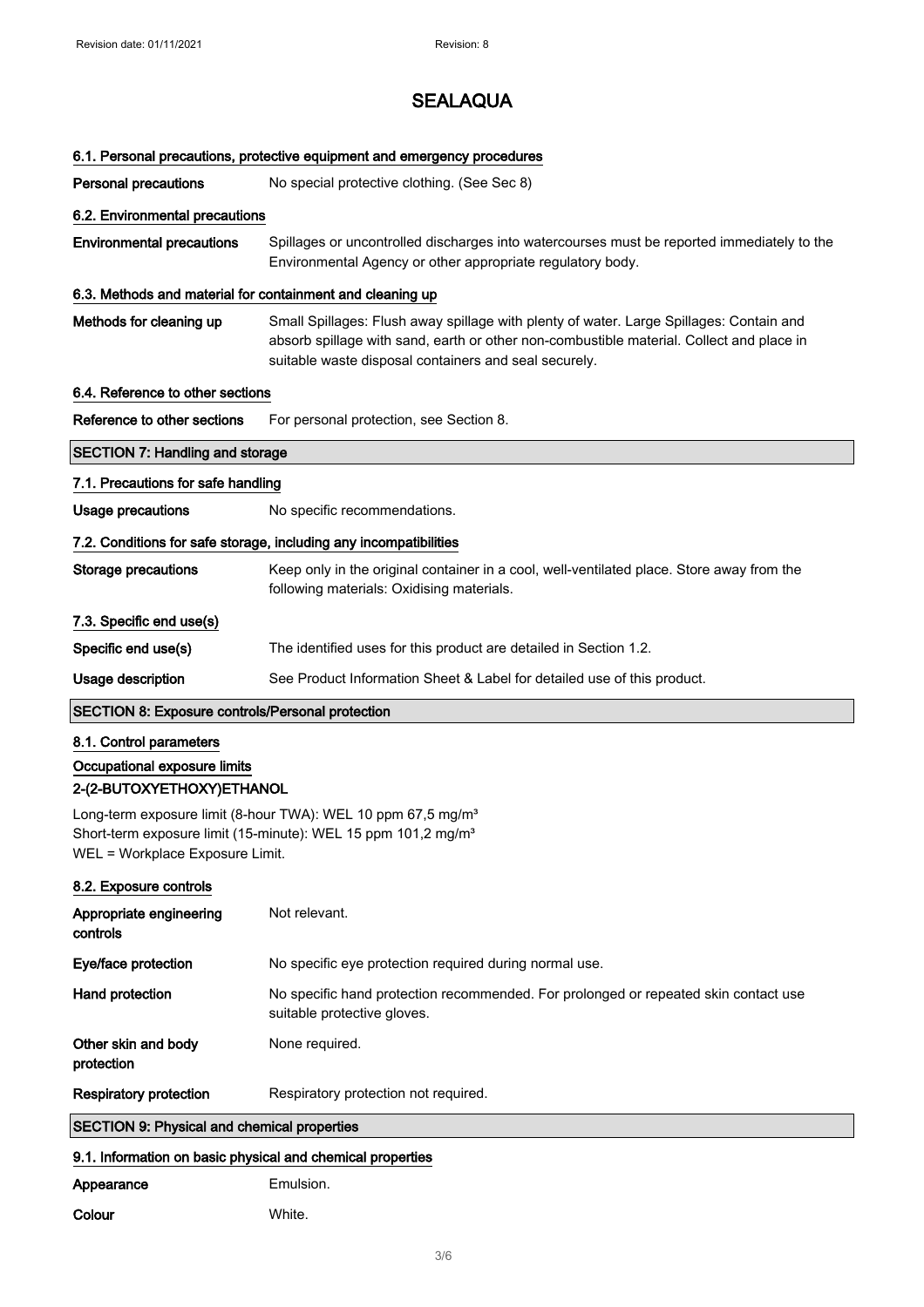# SEALAQUA

### 6.1. Personal precautions, protective equipment and emergency procedures

**Personal precautions** No special protective clothing. (See Sec 8)

### 6.2. Environmental precautions

**Environmental precautions** Spillages or uncontrolled discharges into watercourses must be reported immediately to the Environmental Agency or other appropriate regulatory body.

### 6.3. Methods and material for containment and cleaning up

**Methods for cleaning up** Small Spillages: Flush away spillage with plenty of water. Large Spillages: Contain and absorb spillage with sand, earth or other non-combustible material. Collect and place in suitable waste disposal containers and seal securely.

### 6.4. Reference to other sections

**Reference to other sections** For personal protection, see Section 8.

## SECTION 7: Handling and storage

### 7.1. Precautions for safe handling

**Usage precautions** No specific recommendations.

### 7.2. Conditions for safe storage, including any incompatibilities

**Storage precautions** Keep only in the original container in a cool, well-ventilated place. Store away from the following materials: Oxidising materials.

### 7.3. Specific end use(s)

**Specific end use(s)** The identified uses for this product are detailed in Section 1.2.

**Usage description** See Product Information Sheet & Label for detailed use of this product.

## SECTION 8: Exposure controls/Personal protection

### 8.1. Control parameters

#### Occupational exposure limits

**2-(2-BUTOXYETHOXY)ETHANOL**

Long-term exposure limit (8-hour TWA): WEL 10 ppm 67,5 mg/m³
Short-term exposure limit (15-minute): WEL 15 ppm 101,2 mg/m³
WEL = Workplace Exposure Limit.

### 8.2. Exposure controls

**Appropriate engineering controls** Not relevant.

**Eye/face protection** No specific eye protection required during normal use.

**Hand protection** No specific hand protection recommended. For prolonged or repeated skin contact use suitable protective gloves.

**Other skin and body protection** None required.

**Respiratory protection** Respiratory protection not required.

## SECTION 9: Physical and chemical properties

### 9.1. Information on basic physical and chemical properties

**Appearance** Emulsion.

**Colour** White.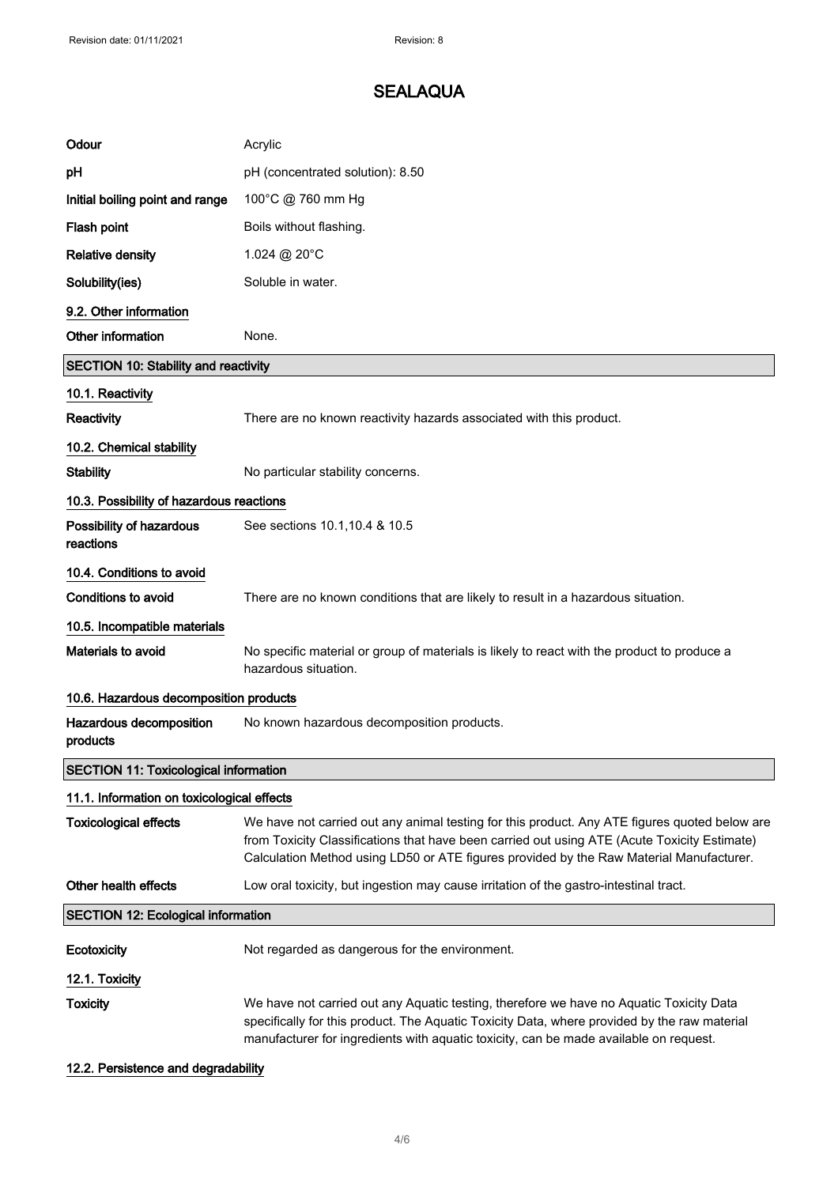# SEALAQUA

| | |
|---|---|
| **Odour** | Acrylic |
| **pH** | pH (concentrated solution): 8.50 |
| **Initial boiling point and range** | 100°C @ 760 mm Hg |
| **Flash point** | Boils without flashing. |
| **Relative density** | 1.024 @ 20°C |
| **Solubility(ies)** | Soluble in water. |

### 9.2. Other information

| | |
|---|---|
| **Other information** | None. |

## SECTION 10: Stability and reactivity

### 10.1. Reactivity

| | |
|---|---|
| **Reactivity** | There are no known reactivity hazards associated with this product. |

### 10.2. Chemical stability

| | |
|---|---|
| **Stability** | No particular stability concerns. |

### 10.3. Possibility of hazardous reactions

| | |
|---|---|
| **Possibility of hazardous reactions** | See sections 10.1,10.4 & 10.5 |

### 10.4. Conditions to avoid

| | |
|---|---|
| **Conditions to avoid** | There are no known conditions that are likely to result in a hazardous situation. |

### 10.5. Incompatible materials

| | |
|---|---|
| **Materials to avoid** | No specific material or group of materials is likely to react with the product to produce a hazardous situation. |

### 10.6. Hazardous decomposition products

| | |
|---|---|
| **Hazardous decomposition products** | No known hazardous decomposition products. |

## SECTION 11: Toxicological information

### 11.1. Information on toxicological effects

| | |
|---|---|
| **Toxicological effects** | We have not carried out any animal testing for this product. Any ATE figures quoted below are from Toxicity Classifications that have been carried out using ATE (Acute Toxicity Estimate) Calculation Method using LD50 or ATE figures provided by the Raw Material Manufacturer. |
| **Other health effects** | Low oral toxicity, but ingestion may cause irritation of the gastro-intestinal tract. |

## SECTION 12: Ecological information

| | |
|---|---|
| **Ecotoxicity** | Not regarded as dangerous for the environment. |

### 12.1. Toxicity

| | |
|---|---|
| **Toxicity** | We have not carried out any Aquatic testing, therefore we have no Aquatic Toxicity Data specifically for this product. The Aquatic Toxicity Data, where provided by the raw material manufacturer for ingredients with aquatic toxicity, can be made available on request. |

### 12.2. Persistence and degradability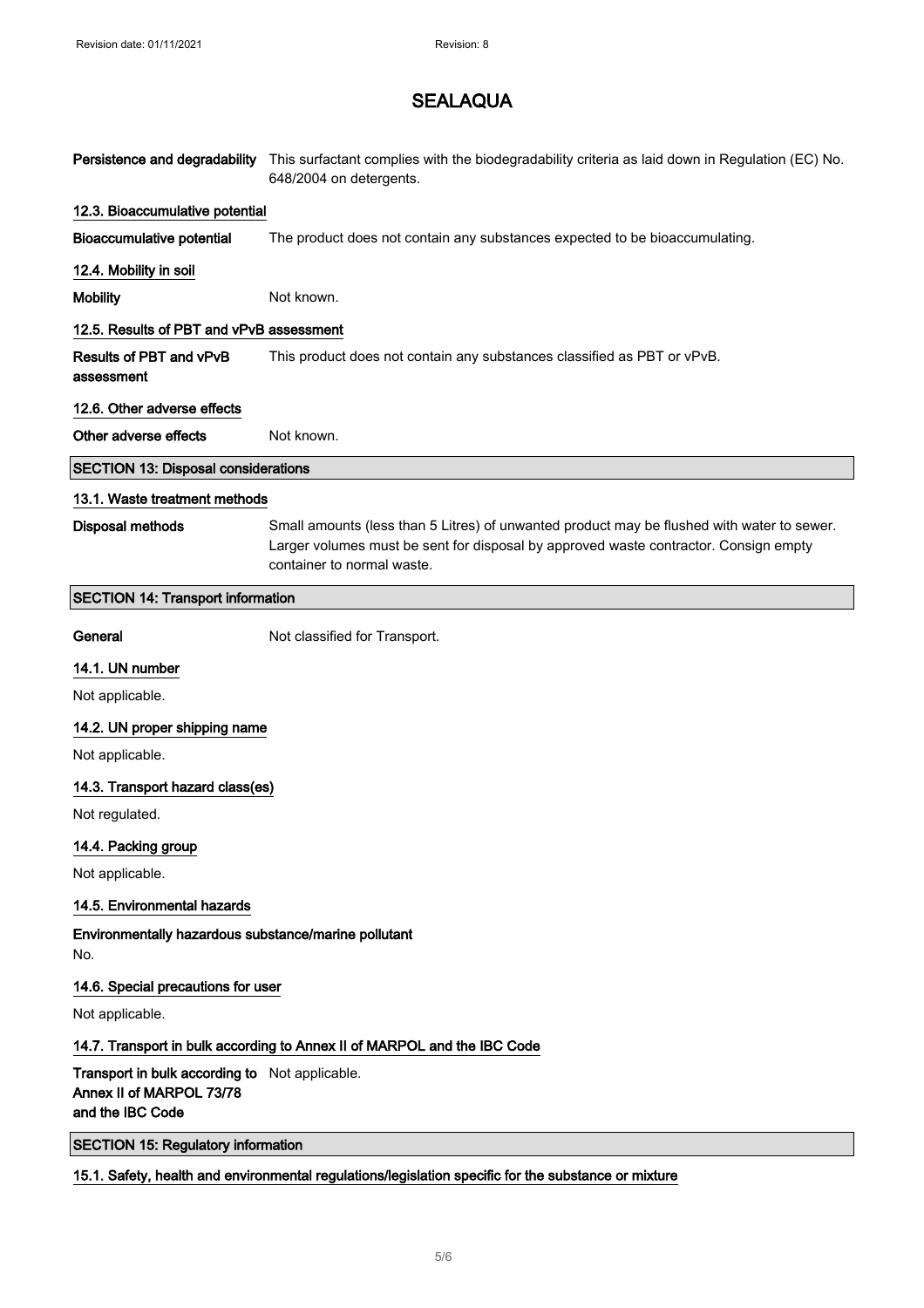**Persistence and degradability** This surfactant complies with the biodegradability criteria as laid down in Regulation (EC) No. 648/2004 on detergents.

### 12.3. Bioaccumulative potential

**Bioaccumulative potential** The product does not contain any substances expected to be bioaccumulating.

### 12.4. Mobility in soil

**Mobility** Not known.

### 12.5. Results of PBT and vPvB assessment

**Results of PBT and vPvB assessment** This product does not contain any substances classified as PBT or vPvB.

### 12.6. Other adverse effects

**Other adverse effects** Not known.

## SECTION 13: Disposal considerations

### 13.1. Waste treatment methods

**Disposal methods** Small amounts (less than 5 Litres) of unwanted product may be flushed with water to sewer. Larger volumes must be sent for disposal by approved waste contractor. Consign empty container to normal waste.

## SECTION 14: Transport information

**General** Not classified for Transport.

### 14.1. UN number

Not applicable.

### 14.2. UN proper shipping name

Not applicable.

### 14.3. Transport hazard class(es)

Not regulated.

### 14.4. Packing group

Not applicable.

### 14.5. Environmental hazards

**Environmentally hazardous substance/marine pollutant**

No.

### 14.6. Special precautions for user

Not applicable.

### 14.7. Transport in bulk according to Annex II of MARPOL and the IBC Code

**Transport in bulk according to Annex II of MARPOL 73/78 and the IBC Code** Not applicable.

## SECTION 15: Regulatory information

### 15.1. Safety, health and environmental regulations/legislation specific for the substance or mixture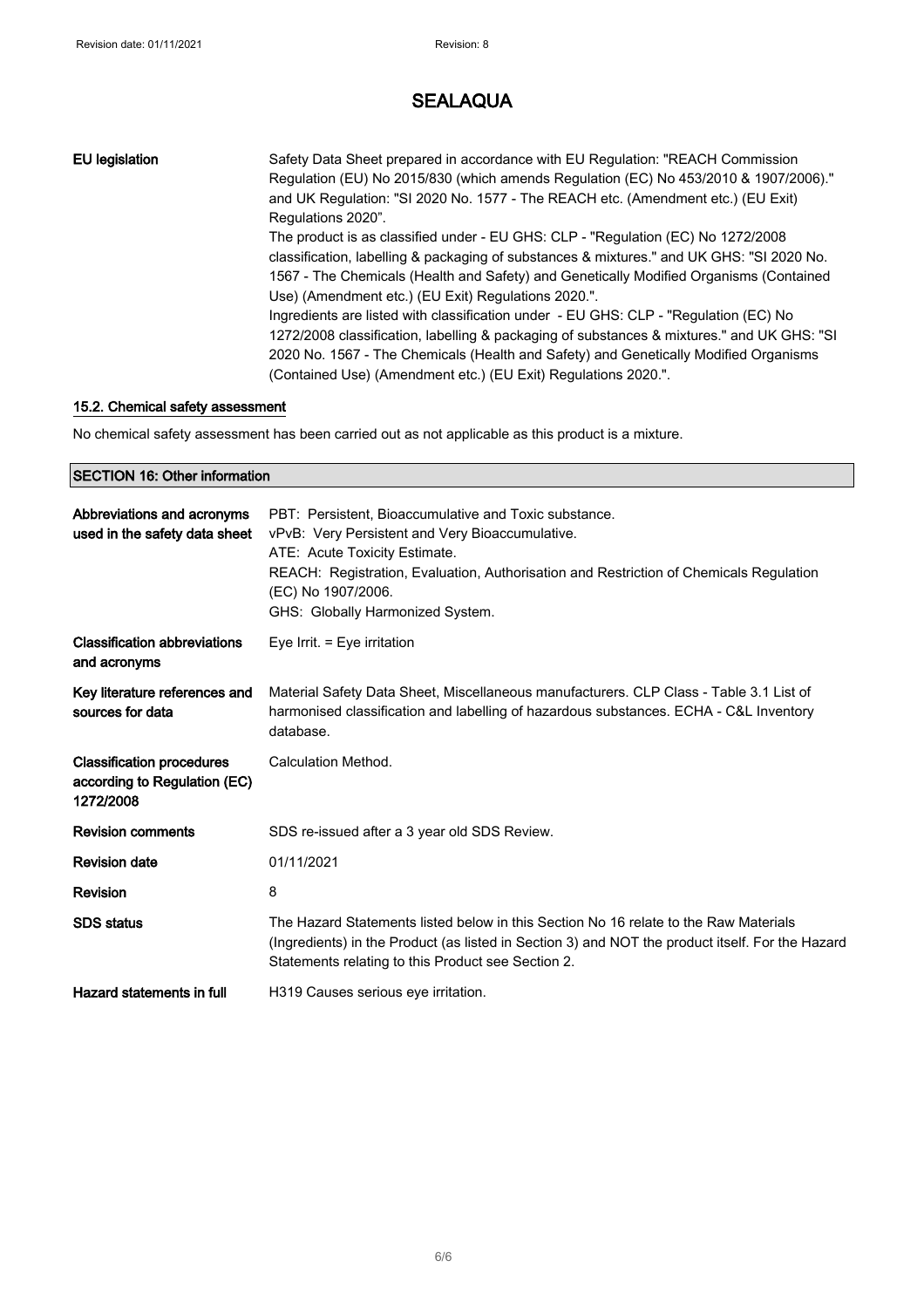| | |
|---|---|
| **EU legislation** | Safety Data Sheet prepared in accordance with EU Regulation: "REACH Commission Regulation (EU) No 2015/830 (which amends Regulation (EC) No 453/2010 & 1907/2006)." and UK Regulation: "SI 2020 No. 1577 - The REACH etc. (Amendment etc.) (EU Exit) Regulations 2020". The product is as classified under - EU GHS: CLP - "Regulation (EC) No 1272/2008 classification, labelling & packaging of substances & mixtures." and UK GHS: "SI 2020 No. 1567 - The Chemicals (Health and Safety) and Genetically Modified Organisms (Contained Use) (Amendment etc.) (EU Exit) Regulations 2020.". Ingredients are listed with classification under - EU GHS: CLP - "Regulation (EC) No 1272/2008 classification, labelling & packaging of substances & mixtures." and UK GHS: "SI 2020 No. 1567 - The Chemicals (Health and Safety) and Genetically Modified Organisms (Contained Use) (Amendment etc.) (EU Exit) Regulations 2020.". |

### 15.2. Chemical safety assessment

No chemical safety assessment has been carried out as not applicable as this product is a mixture.

## SECTION 16: Other information

| | |
|---|---|
| **Abbreviations and acronyms used in the safety data sheet** | PBT: Persistent, Bioaccumulative and Toxic substance.<br>vPvB: Very Persistent and Very Bioaccumulative.<br>ATE: Acute Toxicity Estimate.<br>REACH: Registration, Evaluation, Authorisation and Restriction of Chemicals Regulation (EC) No 1907/2006.<br>GHS: Globally Harmonized System. |
| **Classification abbreviations and acronyms** | Eye Irrit. = Eye irritation |
| **Key literature references and sources for data** | Material Safety Data Sheet, Miscellaneous manufacturers. CLP Class - Table 3.1 List of harmonised classification and labelling of hazardous substances. ECHA - C&L Inventory database. |
| **Classification procedures according to Regulation (EC) 1272/2008** | Calculation Method. |
| **Revision comments** | SDS re-issued after a 3 year old SDS Review. |
| **Revision date** | 01/11/2021 |
| **Revision** | 8 |
| **SDS status** | The Hazard Statements listed below in this Section No 16 relate to the Raw Materials (Ingredients) in the Product (as listed in Section 3) and NOT the product itself. For the Hazard Statements relating to this Product see Section 2. |
| **Hazard statements in full** | H319 Causes serious eye irritation. |